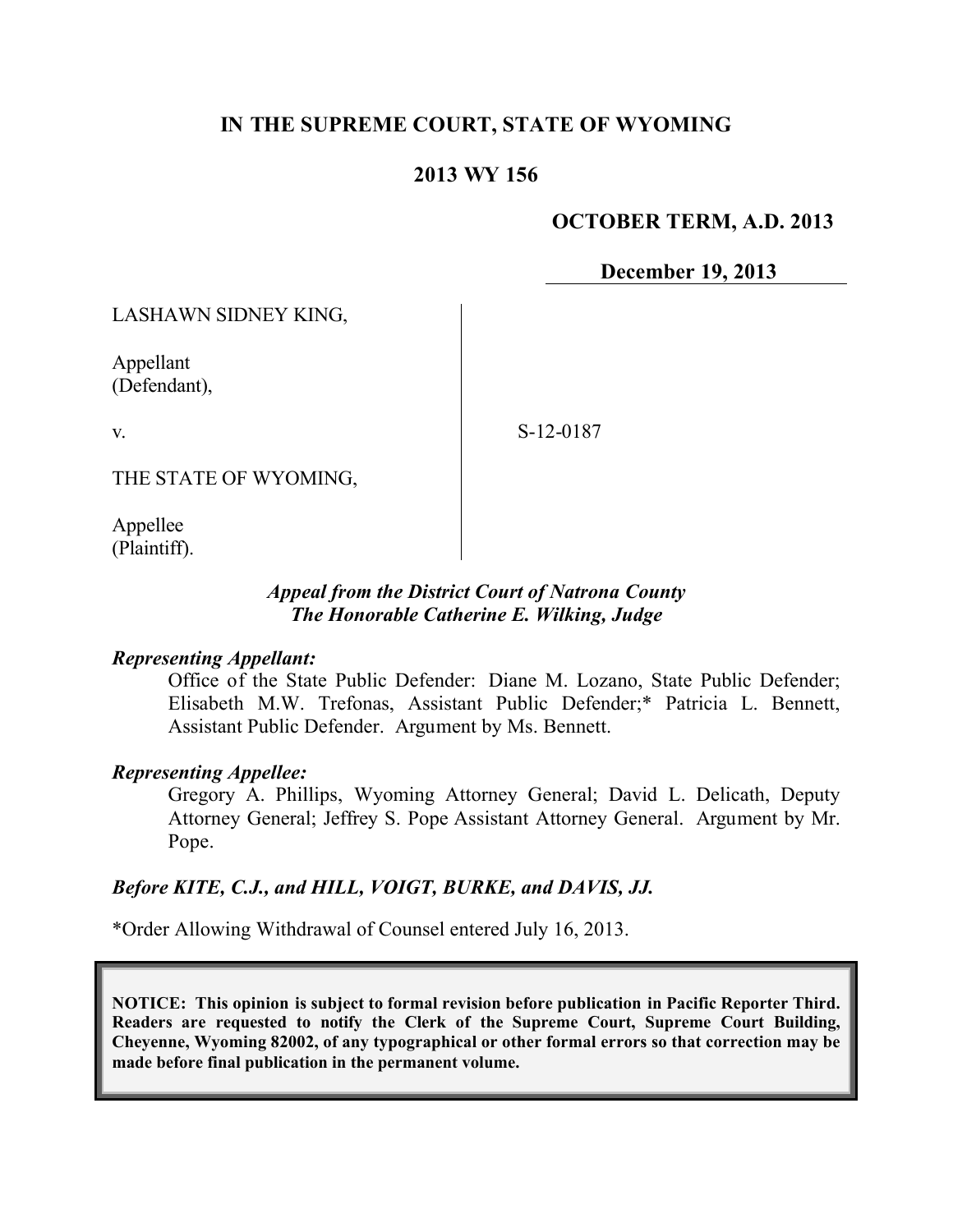**IN THE SUPREME COURT, STATE OF WYOMING**

**2013 WY 156**

**OCTOBER TERM, A.D. 2013**

**December 19, 2013**

LASHAWN SIDNEY KING,

Appellant
(Defendant),

v.

S-12-0187

THE STATE OF WYOMING,

Appellee
(Plaintiff).

***Appeal from the District Court of Natrona County***
***The Honorable Catherine E. Wilking, Judge***

***Representing Appellant:***

Office of the State Public Defender: Diane M. Lozano, State Public Defender; Elisabeth M.W. Trefonas, Assistant Public Defender;* Patricia L. Bennett, Assistant Public Defender. Argument by Ms. Bennett.

***Representing Appellee:***

Gregory A. Phillips, Wyoming Attorney General; David L. Delicath, Deputy Attorney General; Jeffrey S. Pope Assistant Attorney General. Argument by Mr. Pope.

***Before KITE, C.J., and HILL, VOIGT, BURKE, and DAVIS, JJ.***

*Order Allowing Withdrawal of Counsel entered July 16, 2013.

**NOTICE: This opinion is subject to formal revision before publication in Pacific Reporter Third. Readers are requested to notify the Clerk of the Supreme Court, Supreme Court Building, Cheyenne, Wyoming 82002, of any typographical or other formal errors so that correction may be made before final publication in the permanent volume.**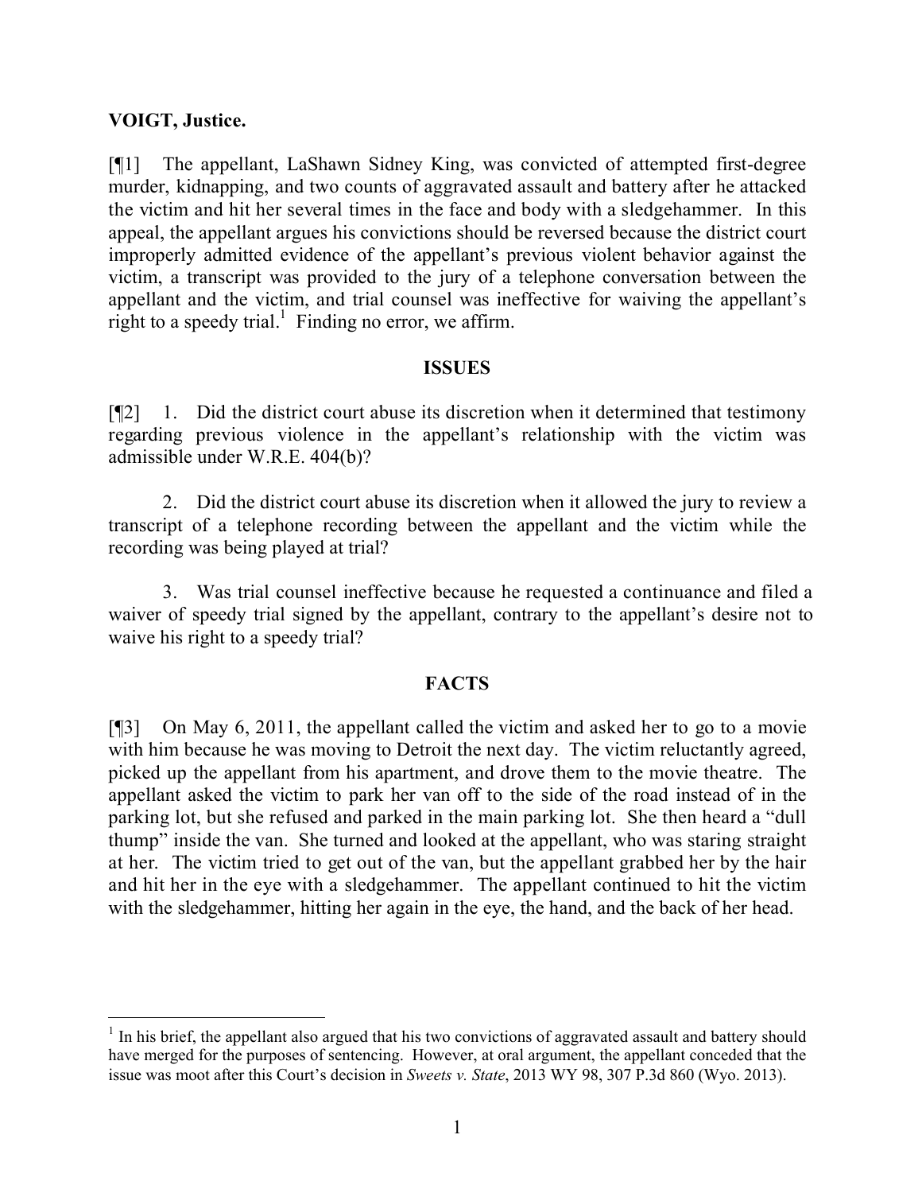**VOIGT, Justice.**

[¶1] The appellant, LaShawn Sidney King, was convicted of attempted first-degree murder, kidnapping, and two counts of aggravated assault and battery after he attacked the victim and hit her several times in the face and body with a sledgehammer. In this appeal, the appellant argues his convictions should be reversed because the district court improperly admitted evidence of the appellant's previous violent behavior against the victim, a transcript was provided to the jury of a telephone conversation between the appellant and the victim, and trial counsel was ineffective for waiving the appellant's right to a speedy trial.[1] Finding no error, we affirm.

## ISSUES

[¶2] 1. Did the district court abuse its discretion when it determined that testimony regarding previous violence in the appellant's relationship with the victim was admissible under W.R.E. 404(b)?

2. Did the district court abuse its discretion when it allowed the jury to review a transcript of a telephone recording between the appellant and the victim while the recording was being played at trial?

3. Was trial counsel ineffective because he requested a continuance and filed a waiver of speedy trial signed by the appellant, contrary to the appellant's desire not to waive his right to a speedy trial?

## FACTS

[¶3] On May 6, 2011, the appellant called the victim and asked her to go to a movie with him because he was moving to Detroit the next day. The victim reluctantly agreed, picked up the appellant from his apartment, and drove them to the movie theatre. The appellant asked the victim to park her van off to the side of the road instead of in the parking lot, but she refused and parked in the main parking lot. She then heard a "dull thump" inside the van. She turned and looked at the appellant, who was staring straight at her. The victim tried to get out of the van, but the appellant grabbed her by the hair and hit her in the eye with a sledgehammer. The appellant continued to hit the victim with the sledgehammer, hitting her again in the eye, the hand, and the back of her head.

---

[1] In his brief, the appellant also argued that his two convictions of aggravated assault and battery should have merged for the purposes of sentencing. However, at oral argument, the appellant conceded that the issue was moot after this Court's decision in *Sweets v. State*, 2013 WY 98, 307 P.3d 860 (Wyo. 2013).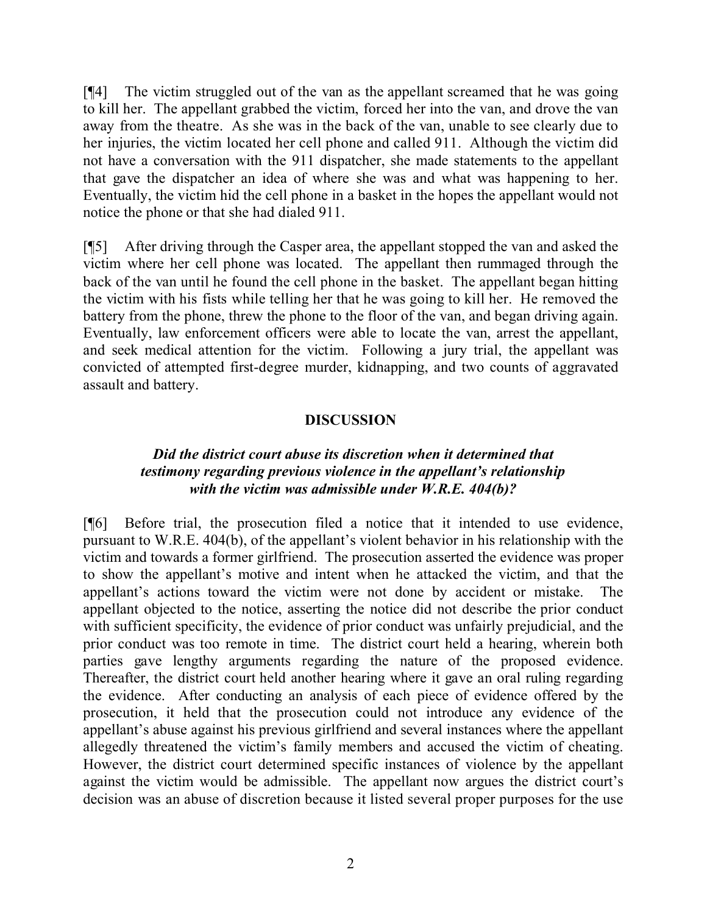[¶4] The victim struggled out of the van as the appellant screamed that he was going to kill her. The appellant grabbed the victim, forced her into the van, and drove the van away from the theatre. As she was in the back of the van, unable to see clearly due to her injuries, the victim located her cell phone and called 911. Although the victim did not have a conversation with the 911 dispatcher, she made statements to the appellant that gave the dispatcher an idea of where she was and what was happening to her. Eventually, the victim hid the cell phone in a basket in the hopes the appellant would not notice the phone or that she had dialed 911.

[¶5] After driving through the Casper area, the appellant stopped the van and asked the victim where her cell phone was located. The appellant then rummaged through the back of the van until he found the cell phone in the basket. The appellant began hitting the victim with his fists while telling her that he was going to kill her. He removed the battery from the phone, threw the phone to the floor of the van, and began driving again. Eventually, law enforcement officers were able to locate the van, arrest the appellant, and seek medical attention for the victim. Following a jury trial, the appellant was convicted of attempted first-degree murder, kidnapping, and two counts of aggravated assault and battery.

## DISCUSSION

### *Did the district court abuse its discretion when it determined that testimony regarding previous violence in the appellant's relationship with the victim was admissible under W.R.E. 404(b)?*

[¶6] Before trial, the prosecution filed a notice that it intended to use evidence, pursuant to W.R.E. 404(b), of the appellant's violent behavior in his relationship with the victim and towards a former girlfriend. The prosecution asserted the evidence was proper to show the appellant's motive and intent when he attacked the victim, and that the appellant's actions toward the victim were not done by accident or mistake. The appellant objected to the notice, asserting the notice did not describe the prior conduct with sufficient specificity, the evidence of prior conduct was unfairly prejudicial, and the prior conduct was too remote in time. The district court held a hearing, wherein both parties gave lengthy arguments regarding the nature of the proposed evidence. Thereafter, the district court held another hearing where it gave an oral ruling regarding the evidence. After conducting an analysis of each piece of evidence offered by the prosecution, it held that the prosecution could not introduce any evidence of the appellant's abuse against his previous girlfriend and several instances where the appellant allegedly threatened the victim's family members and accused the victim of cheating. However, the district court determined specific instances of violence by the appellant against the victim would be admissible. The appellant now argues the district court's decision was an abuse of discretion because it listed several proper purposes for the use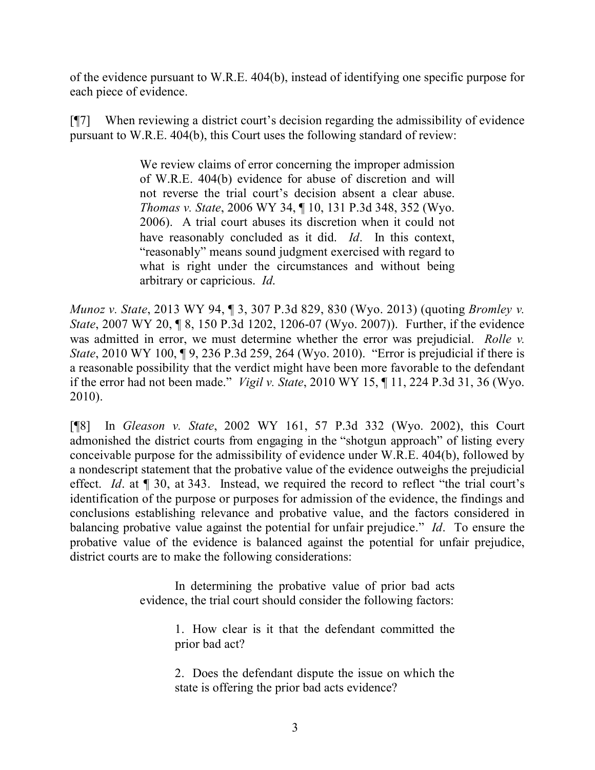of the evidence pursuant to W.R.E. 404(b), instead of identifying one specific purpose for each piece of evidence.

[¶7] When reviewing a district court's decision regarding the admissibility of evidence pursuant to W.R.E. 404(b), this Court uses the following standard of review:

> We review claims of error concerning the improper admission of W.R.E. 404(b) evidence for abuse of discretion and will not reverse the trial court's decision absent a clear abuse. *Thomas v. State*, 2006 WY 34, ¶ 10, 131 P.3d 348, 352 (Wyo. 2006). A trial court abuses its discretion when it could not have reasonably concluded as it did. *Id*. In this context, "reasonably" means sound judgment exercised with regard to what is right under the circumstances and without being arbitrary or capricious. *Id.*

*Munoz v. State*, 2013 WY 94, ¶ 3, 307 P.3d 829, 830 (Wyo. 2013) (quoting *Bromley v. State*, 2007 WY 20, ¶ 8, 150 P.3d 1202, 1206-07 (Wyo. 2007)). Further, if the evidence was admitted in error, we must determine whether the error was prejudicial. *Rolle v. State*, 2010 WY 100, ¶ 9, 236 P.3d 259, 264 (Wyo. 2010). "Error is prejudicial if there is a reasonable possibility that the verdict might have been more favorable to the defendant if the error had not been made." *Vigil v. State*, 2010 WY 15, ¶ 11, 224 P.3d 31, 36 (Wyo. 2010).

[¶8] In *Gleason v. State*, 2002 WY 161, 57 P.3d 332 (Wyo. 2002), this Court admonished the district courts from engaging in the "shotgun approach" of listing every conceivable purpose for the admissibility of evidence under W.R.E. 404(b), followed by a nondescript statement that the probative value of the evidence outweighs the prejudicial effect. *Id*. at ¶ 30, at 343. Instead, we required the record to reflect "the trial court's identification of the purpose or purposes for admission of the evidence, the findings and conclusions establishing relevance and probative value, and the factors considered in balancing probative value against the potential for unfair prejudice." *Id*. To ensure the probative value of the evidence is balanced against the potential for unfair prejudice, district courts are to make the following considerations:

> In determining the probative value of prior bad acts evidence, the trial court should consider the following factors:
>
> 1. How clear is it that the defendant committed the prior bad act?
>
> 2. Does the defendant dispute the issue on which the state is offering the prior bad acts evidence?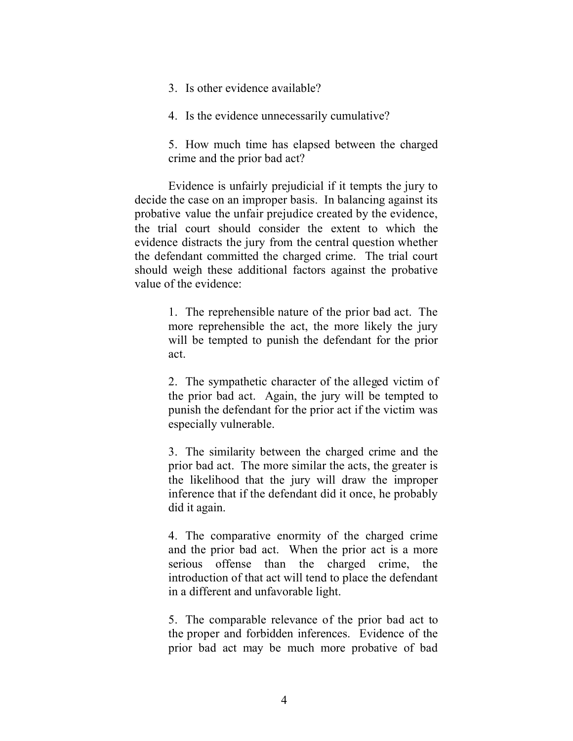3. Is other evidence available?

4. Is the evidence unnecessarily cumulative?

5. How much time has elapsed between the charged crime and the prior bad act?

Evidence is unfairly prejudicial if it tempts the jury to decide the case on an improper basis. In balancing against its probative value the unfair prejudice created by the evidence, the trial court should consider the extent to which the evidence distracts the jury from the central question whether the defendant committed the charged crime. The trial court should weigh these additional factors against the probative value of the evidence:

1. The reprehensible nature of the prior bad act. The more reprehensible the act, the more likely the jury will be tempted to punish the defendant for the prior act.

2. The sympathetic character of the alleged victim of the prior bad act. Again, the jury will be tempted to punish the defendant for the prior act if the victim was especially vulnerable.

3. The similarity between the charged crime and the prior bad act. The more similar the acts, the greater is the likelihood that the jury will draw the improper inference that if the defendant did it once, he probably did it again.

4. The comparative enormity of the charged crime and the prior bad act. When the prior act is a more serious offense than the charged crime, the introduction of that act will tend to place the defendant in a different and unfavorable light.

5. The comparable relevance of the prior bad act to the proper and forbidden inferences. Evidence of the prior bad act may be much more probative of bad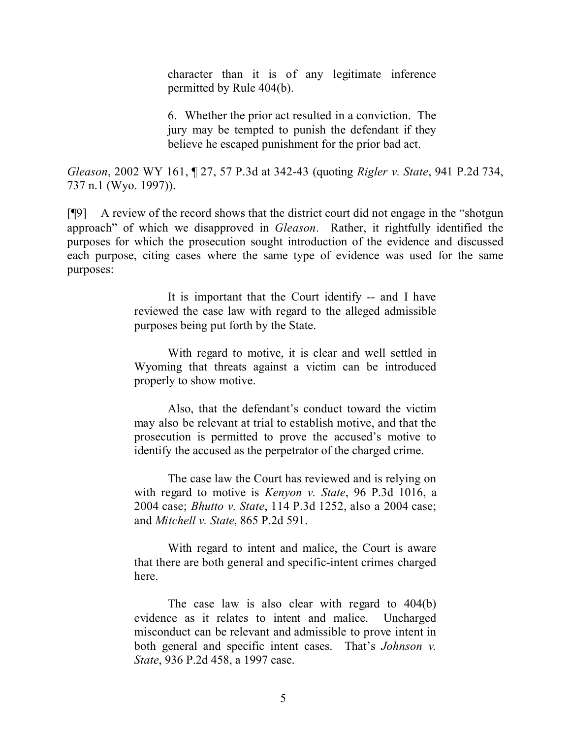> character than it is of any legitimate inference permitted by Rule 404(b).
>
> 6. Whether the prior act resulted in a conviction. The jury may be tempted to punish the defendant if they believe he escaped punishment for the prior bad act.

*Gleason*, 2002 WY 161, ¶ 27, 57 P.3d at 342-43 (quoting *Rigler v. State*, 941 P.2d 734, 737 n.1 (Wyo. 1997)).

[¶9] A review of the record shows that the district court did not engage in the "shotgun approach" of which we disapproved in *Gleason*. Rather, it rightfully identified the purposes for which the prosecution sought introduction of the evidence and discussed each purpose, citing cases where the same type of evidence was used for the same purposes:

> It is important that the Court identify -- and I have reviewed the case law with regard to the alleged admissible purposes being put forth by the State.
>
> With regard to motive, it is clear and well settled in Wyoming that threats against a victim can be introduced properly to show motive.
>
> Also, that the defendant's conduct toward the victim may also be relevant at trial to establish motive, and that the prosecution is permitted to prove the accused's motive to identify the accused as the perpetrator of the charged crime.
>
> The case law the Court has reviewed and is relying on with regard to motive is *Kenyon v. State*, 96 P.3d 1016, a 2004 case; *Bhutto v. State*, 114 P.3d 1252, also a 2004 case; and *Mitchell v. State*, 865 P.2d 591.
>
> With regard to intent and malice, the Court is aware that there are both general and specific-intent crimes charged here.
>
> The case law is also clear with regard to 404(b) evidence as it relates to intent and malice. Uncharged misconduct can be relevant and admissible to prove intent in both general and specific intent cases. That's *Johnson v. State*, 936 P.2d 458, a 1997 case.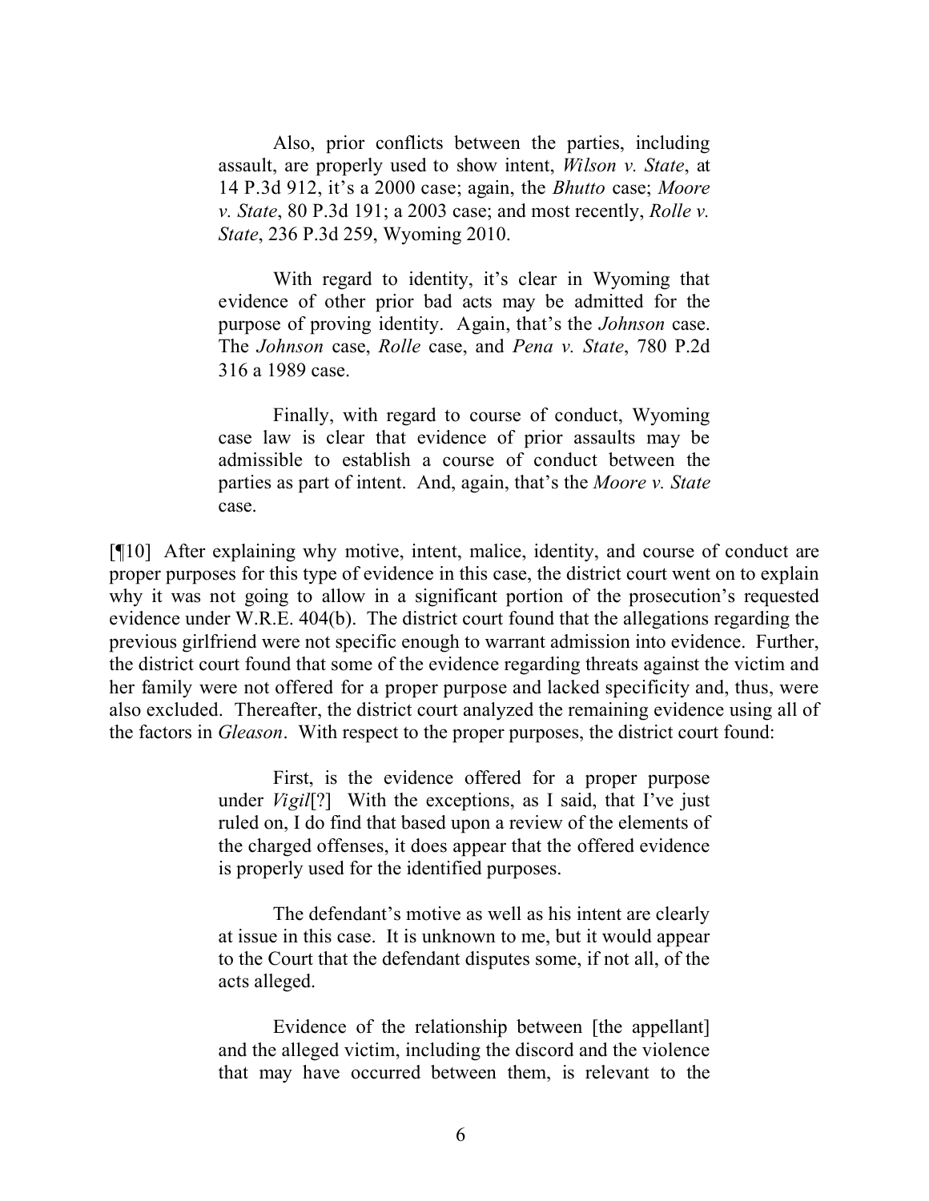> Also, prior conflicts between the parties, including assault, are properly used to show intent, *Wilson v. State*, at 14 P.3d 912, it's a 2000 case; again, the *Bhutto* case; *Moore v. State*, 80 P.3d 191; a 2003 case; and most recently, *Rolle v. State*, 236 P.3d 259, Wyoming 2010.
>
> With regard to identity, it's clear in Wyoming that evidence of other prior bad acts may be admitted for the purpose of proving identity. Again, that's the *Johnson* case. The *Johnson* case, *Rolle* case, and *Pena v. State*, 780 P.2d 316 a 1989 case.
>
> Finally, with regard to course of conduct, Wyoming case law is clear that evidence of prior assaults may be admissible to establish a course of conduct between the parties as part of intent. And, again, that's the *Moore v. State* case.

[¶10] After explaining why motive, intent, malice, identity, and course of conduct are proper purposes for this type of evidence in this case, the district court went on to explain why it was not going to allow in a significant portion of the prosecution's requested evidence under W.R.E. 404(b). The district court found that the allegations regarding the previous girlfriend were not specific enough to warrant admission into evidence. Further, the district court found that some of the evidence regarding threats against the victim and her family were not offered for a proper purpose and lacked specificity and, thus, were also excluded. Thereafter, the district court analyzed the remaining evidence using all of the factors in *Gleason*. With respect to the proper purposes, the district court found:

> First, is the evidence offered for a proper purpose under *Vigil*[?] With the exceptions, as I said, that I've just ruled on, I do find that based upon a review of the elements of the charged offenses, it does appear that the offered evidence is properly used for the identified purposes.
>
> The defendant's motive as well as his intent are clearly at issue in this case. It is unknown to me, but it would appear to the Court that the defendant disputes some, if not all, of the acts alleged.
>
> Evidence of the relationship between [the appellant] and the alleged victim, including the discord and the violence that may have occurred between them, is relevant to the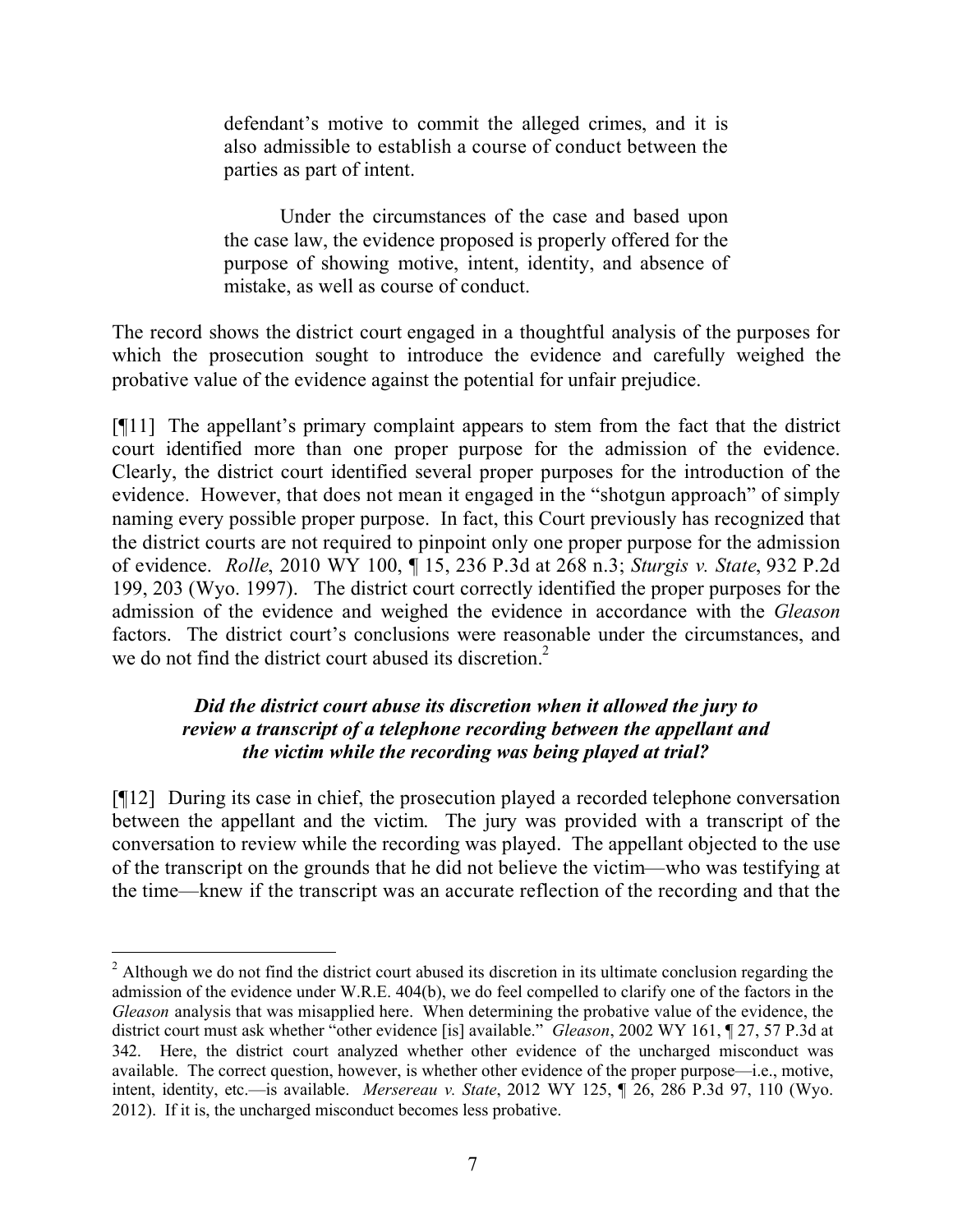> defendant's motive to commit the alleged crimes, and it is also admissible to establish a course of conduct between the parties as part of intent.
>
> Under the circumstances of the case and based upon the case law, the evidence proposed is properly offered for the purpose of showing motive, intent, identity, and absence of mistake, as well as course of conduct.

The record shows the district court engaged in a thoughtful analysis of the purposes for which the prosecution sought to introduce the evidence and carefully weighed the probative value of the evidence against the potential for unfair prejudice.

[¶11] The appellant's primary complaint appears to stem from the fact that the district court identified more than one proper purpose for the admission of the evidence. Clearly, the district court identified several proper purposes for the introduction of the evidence. However, that does not mean it engaged in the "shotgun approach" of simply naming every possible proper purpose. In fact, this Court previously has recognized that the district courts are not required to pinpoint only one proper purpose for the admission of evidence. *Rolle*, 2010 WY 100, ¶ 15, 236 P.3d at 268 n.3; *Sturgis v. State*, 932 P.2d 199, 203 (Wyo. 1997). The district court correctly identified the proper purposes for the admission of the evidence and weighed the evidence in accordance with the *Gleason* factors. The district court's conclusions were reasonable under the circumstances, and we do not find the district court abused its discretion.[2]

### *Did the district court abuse its discretion when it allowed the jury to review a transcript of a telephone recording between the appellant and the victim while the recording was being played at trial?*

[¶12] During its case in chief, the prosecution played a recorded telephone conversation between the appellant and the victim. The jury was provided with a transcript of the conversation to review while the recording was played. The appellant objected to the use of the transcript on the grounds that he did not believe the victim—who was testifying at the time—knew if the transcript was an accurate reflection of the recording and that the

---

[2] Although we do not find the district court abused its discretion in its ultimate conclusion regarding the admission of the evidence under W.R.E. 404(b), we do feel compelled to clarify one of the factors in the *Gleason* analysis that was misapplied here. When determining the probative value of the evidence, the district court must ask whether "other evidence [is] available." *Gleason*, 2002 WY 161, ¶ 27, 57 P.3d at 342. Here, the district court analyzed whether other evidence of the uncharged misconduct was available. The correct question, however, is whether other evidence of the proper purpose—i.e., motive, intent, identity, etc.—is available. *Mersereau v. State*, 2012 WY 125, ¶ 26, 286 P.3d 97, 110 (Wyo. 2012). If it is, the uncharged misconduct becomes less probative.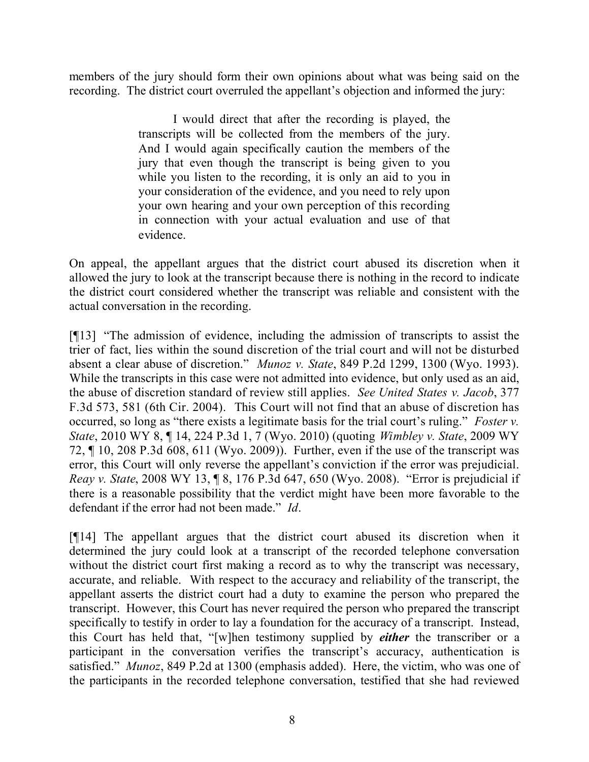members of the jury should form their own opinions about what was being said on the recording. The district court overruled the appellant's objection and informed the jury:

> I would direct that after the recording is played, the transcripts will be collected from the members of the jury. And I would again specifically caution the members of the jury that even though the transcript is being given to you while you listen to the recording, it is only an aid to you in your consideration of the evidence, and you need to rely upon your own hearing and your own perception of this recording in connection with your actual evaluation and use of that evidence.

On appeal, the appellant argues that the district court abused its discretion when it allowed the jury to look at the transcript because there is nothing in the record to indicate the district court considered whether the transcript was reliable and consistent with the actual conversation in the recording.

[¶13] "The admission of evidence, including the admission of transcripts to assist the trier of fact, lies within the sound discretion of the trial court and will not be disturbed absent a clear abuse of discretion." *Munoz v. State*, 849 P.2d 1299, 1300 (Wyo. 1993). While the transcripts in this case were not admitted into evidence, but only used as an aid, the abuse of discretion standard of review still applies. *See United States v. Jacob*, 377 F.3d 573, 581 (6th Cir. 2004). This Court will not find that an abuse of discretion has occurred, so long as "there exists a legitimate basis for the trial court's ruling." *Foster v. State*, 2010 WY 8, ¶ 14, 224 P.3d 1, 7 (Wyo. 2010) (quoting *Wimbley v. State*, 2009 WY 72, ¶ 10, 208 P.3d 608, 611 (Wyo. 2009)). Further, even if the use of the transcript was error, this Court will only reverse the appellant's conviction if the error was prejudicial. *Reay v. State*, 2008 WY 13, ¶ 8, 176 P.3d 647, 650 (Wyo. 2008). "Error is prejudicial if there is a reasonable possibility that the verdict might have been more favorable to the defendant if the error had not been made." *Id*.

[¶14] The appellant argues that the district court abused its discretion when it determined the jury could look at a transcript of the recorded telephone conversation without the district court first making a record as to why the transcript was necessary, accurate, and reliable. With respect to the accuracy and reliability of the transcript, the appellant asserts the district court had a duty to examine the person who prepared the transcript. However, this Court has never required the person who prepared the transcript specifically to testify in order to lay a foundation for the accuracy of a transcript. Instead, this Court has held that, "[w]hen testimony supplied by ***either*** the transcriber or a participant in the conversation verifies the transcript's accuracy, authentication is satisfied." *Munoz*, 849 P.2d at 1300 (emphasis added). Here, the victim, who was one of the participants in the recorded telephone conversation, testified that she had reviewed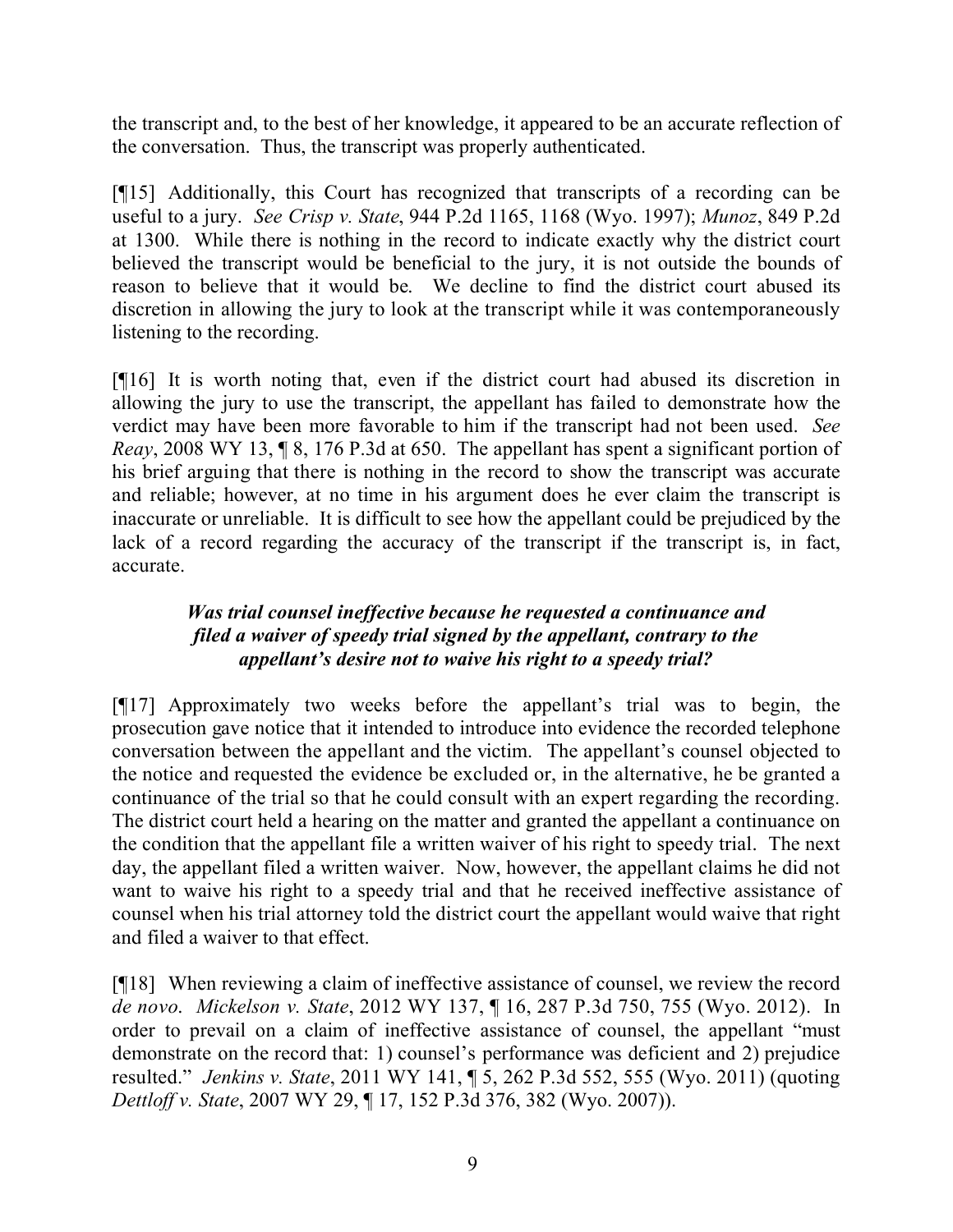the transcript and, to the best of her knowledge, it appeared to be an accurate reflection of the conversation. Thus, the transcript was properly authenticated.

[¶15] Additionally, this Court has recognized that transcripts of a recording can be useful to a jury. *See Crisp v. State*, 944 P.2d 1165, 1168 (Wyo. 1997); *Munoz*, 849 P.2d at 1300. While there is nothing in the record to indicate exactly why the district court believed the transcript would be beneficial to the jury, it is not outside the bounds of reason to believe that it would be. We decline to find the district court abused its discretion in allowing the jury to look at the transcript while it was contemporaneously listening to the recording.

[¶16] It is worth noting that, even if the district court had abused its discretion in allowing the jury to use the transcript, the appellant has failed to demonstrate how the verdict may have been more favorable to him if the transcript had not been used. *See Reay*, 2008 WY 13, ¶ 8, 176 P.3d at 650. The appellant has spent a significant portion of his brief arguing that there is nothing in the record to show the transcript was accurate and reliable; however, at no time in his argument does he ever claim the transcript is inaccurate or unreliable. It is difficult to see how the appellant could be prejudiced by the lack of a record regarding the accuracy of the transcript if the transcript is, in fact, accurate.

***Was trial counsel ineffective because he requested a continuance and filed a waiver of speedy trial signed by the appellant, contrary to the appellant's desire not to waive his right to a speedy trial?***

[¶17] Approximately two weeks before the appellant's trial was to begin, the prosecution gave notice that it intended to introduce into evidence the recorded telephone conversation between the appellant and the victim. The appellant's counsel objected to the notice and requested the evidence be excluded or, in the alternative, he be granted a continuance of the trial so that he could consult with an expert regarding the recording. The district court held a hearing on the matter and granted the appellant a continuance on the condition that the appellant file a written waiver of his right to speedy trial. The next day, the appellant filed a written waiver. Now, however, the appellant claims he did not want to waive his right to a speedy trial and that he received ineffective assistance of counsel when his trial attorney told the district court the appellant would waive that right and filed a waiver to that effect.

[¶18] When reviewing a claim of ineffective assistance of counsel, we review the record *de novo*. *Mickelson v. State*, 2012 WY 137, ¶ 16, 287 P.3d 750, 755 (Wyo. 2012). In order to prevail on a claim of ineffective assistance of counsel, the appellant "must demonstrate on the record that: 1) counsel's performance was deficient and 2) prejudice resulted." *Jenkins v. State*, 2011 WY 141, ¶ 5, 262 P.3d 552, 555 (Wyo. 2011) (quoting *Dettloff v. State*, 2007 WY 29, ¶ 17, 152 P.3d 376, 382 (Wyo. 2007)).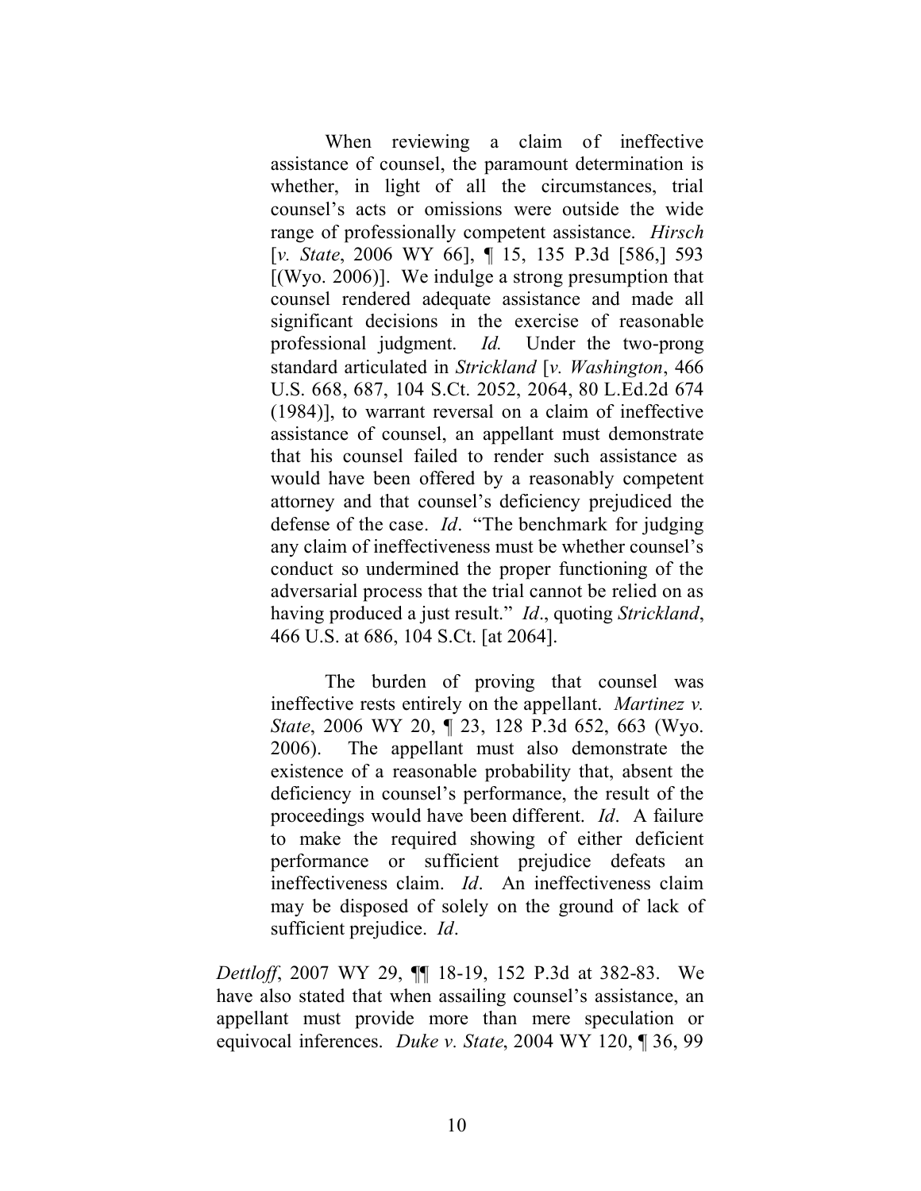> When reviewing a claim of ineffective assistance of counsel, the paramount determination is whether, in light of all the circumstances, trial counsel's acts or omissions were outside the wide range of professionally competent assistance. *Hirsch* [*v. State*, 2006 WY 66], ¶ 15, 135 P.3d [586,] 593 [(Wyo. 2006)]. We indulge a strong presumption that counsel rendered adequate assistance and made all significant decisions in the exercise of reasonable professional judgment. *Id.* Under the two-prong standard articulated in *Strickland* [*v. Washington*, 466 U.S. 668, 687, 104 S.Ct. 2052, 2064, 80 L.Ed.2d 674 (1984)], to warrant reversal on a claim of ineffective assistance of counsel, an appellant must demonstrate that his counsel failed to render such assistance as would have been offered by a reasonably competent attorney and that counsel's deficiency prejudiced the defense of the case. *Id*. "The benchmark for judging any claim of ineffectiveness must be whether counsel's conduct so undermined the proper functioning of the adversarial process that the trial cannot be relied on as having produced a just result." *Id*., quoting *Strickland*, 466 U.S. at 686, 104 S.Ct. [at 2064].
>
> The burden of proving that counsel was ineffective rests entirely on the appellant. *Martinez v. State*, 2006 WY 20, ¶ 23, 128 P.3d 652, 663 (Wyo. 2006). The appellant must also demonstrate the existence of a reasonable probability that, absent the deficiency in counsel's performance, the result of the proceedings would have been different. *Id*. A failure to make the required showing of either deficient performance or sufficient prejudice defeats an ineffectiveness claim. *Id*. An ineffectiveness claim may be disposed of solely on the ground of lack of sufficient prejudice. *Id*.

*Dettloff*, 2007 WY 29, ¶¶ 18-19, 152 P.3d at 382-83. We have also stated that when assailing counsel's assistance, an appellant must provide more than mere speculation or equivocal inferences. *Duke v. State*, 2004 WY 120, ¶ 36, 99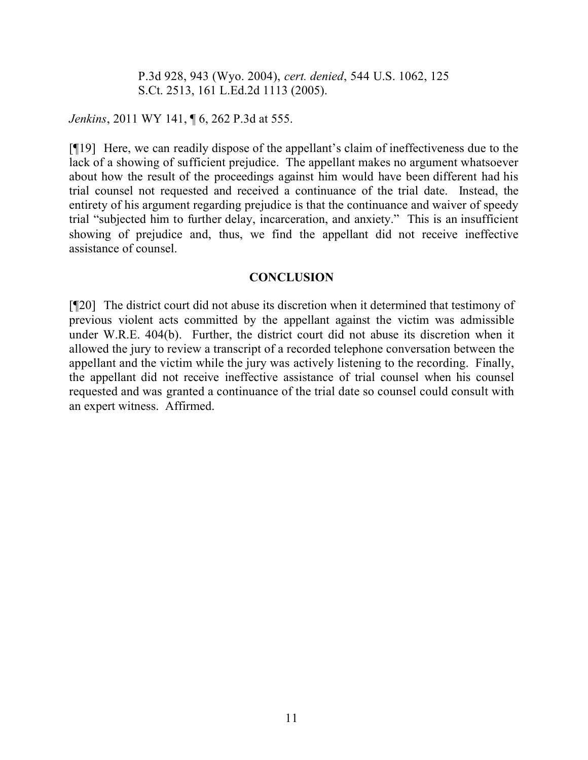> P.3d 928, 943 (Wyo. 2004), *cert. denied*, 544 U.S. 1062, 125 S.Ct. 2513, 161 L.Ed.2d 1113 (2005).

*Jenkins*, 2011 WY 141, ¶ 6, 262 P.3d at 555.

[¶19] Here, we can readily dispose of the appellant's claim of ineffectiveness due to the lack of a showing of sufficient prejudice. The appellant makes no argument whatsoever about how the result of the proceedings against him would have been different had his trial counsel not requested and received a continuance of the trial date. Instead, the entirety of his argument regarding prejudice is that the continuance and waiver of speedy trial "subjected him to further delay, incarceration, and anxiety." This is an insufficient showing of prejudice and, thus, we find the appellant did not receive ineffective assistance of counsel.

## CONCLUSION

[¶20] The district court did not abuse its discretion when it determined that testimony of previous violent acts committed by the appellant against the victim was admissible under W.R.E. 404(b). Further, the district court did not abuse its discretion when it allowed the jury to review a transcript of a recorded telephone conversation between the appellant and the victim while the jury was actively listening to the recording. Finally, the appellant did not receive ineffective assistance of trial counsel when his counsel requested and was granted a continuance of the trial date so counsel could consult with an expert witness. Affirmed.